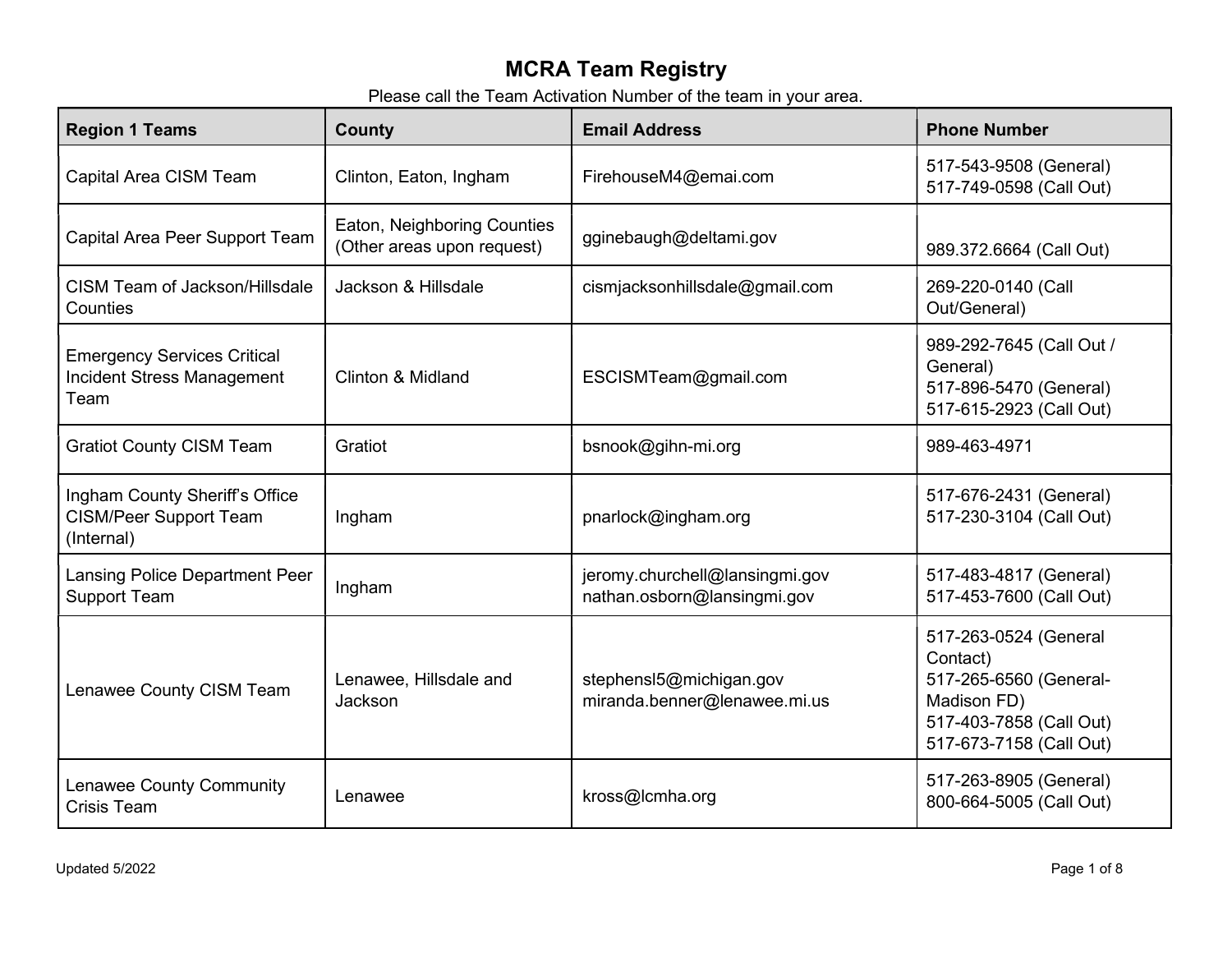# MCRA Team Registry

Please call the Team Activation Number of the team in your area.

| Region 1 Teams | County | Email Address | Phone Number |
| --- | --- | --- | --- |
| Capital Area CISM Team | Clinton, Eaton, Ingham | FirehouseM4@emai.com | 517-543-9508 (General)<br>517-749-0598 (Call Out) |
| Capital Area Peer Support Team | Eaton, Neighboring Counties (Other areas upon request) | gginebaugh@deltami.gov | 989.372.6664 (Call Out) |
| CISM Team of Jackson/Hillsdale Counties | Jackson & Hillsdale | cismjacksonhillsdale@gmail.com | 269-220-0140 (Call Out/General) |
| Emergency Services Critical Incident Stress Management Team | Clinton & Midland | ESCISMTeam@gmail.com | 989-292-7645 (Call Out / General)<br>517-896-5470 (General)<br>517-615-2923 (Call Out) |
| Gratiot County CISM Team | Gratiot | bsnook@gihn-mi.org | 989-463-4971 |
| Ingham County Sheriff's Office CISM/Peer Support Team (Internal) | Ingham | pnarlock@ingham.org | 517-676-2431 (General)<br>517-230-3104 (Call Out) |
| Lansing Police Department Peer Support Team | Ingham | jeromy.churchell@lansingmi.gov<br>nathan.osborn@lansingmi.gov | 517-483-4817 (General)<br>517-453-7600 (Call Out) |
| Lenawee County CISM Team | Lenawee, Hillsdale and Jackson | stephensl5@michigan.gov<br>miranda.benner@lenawee.mi.us | 517-263-0524 (General Contact)<br>517-265-6560 (General-Madison FD)<br>517-403-7858 (Call Out)<br>517-673-7158 (Call Out) |
| Lenawee County Community Crisis Team | Lenawee | kross@lcmha.org | 517-263-8905 (General)<br>800-664-5005 (Call Out) |

Updated 5/2022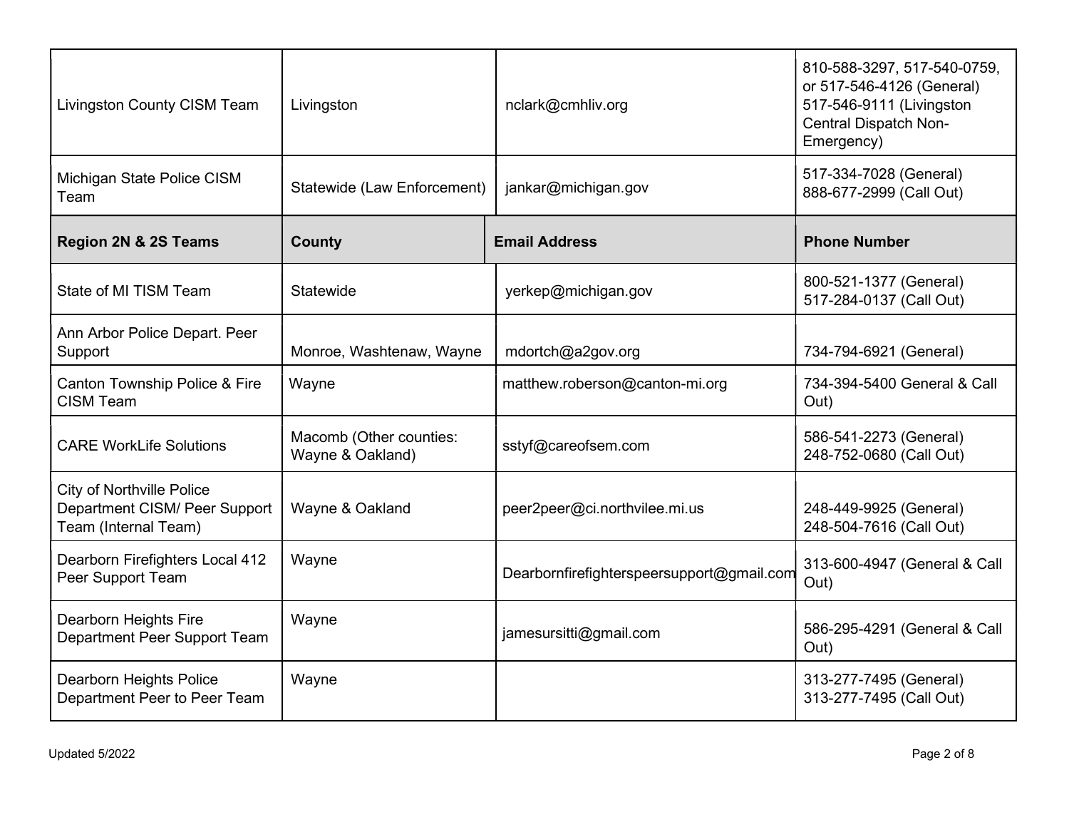| | | | |
|---|---|---|---|
| Livingston County CISM Team | Livingston | nclark@cmhliv.org | 810-588-3297, 517-540-0759, or 517-546-4126 (General) 517-546-9111 (Livingston Central Dispatch Non-Emergency) |
| Michigan State Police CISM Team | Statewide (Law Enforcement) | jankar@michigan.gov | 517-334-7028 (General) 888-677-2999 (Call Out) |

| Region 2N & 2S Teams | County | Email Address | Phone Number |
|---|---|---|---|
| State of MI TISM Team | Statewide | yerkep@michigan.gov | 800-521-1377 (General) 517-284-0137 (Call Out) |
| Ann Arbor Police Depart. Peer Support | Monroe, Washtenaw, Wayne | mdortch@a2gov.org | 734-794-6921 (General) |
| Canton Township Police & Fire CISM Team | Wayne | matthew.roberson@canton-mi.org | 734-394-5400 General & Call Out) |
| CARE WorkLife Solutions | Macomb (Other counties: Wayne & Oakland) | sstyf@careofsem.com | 586-541-2273 (General) 248-752-0680 (Call Out) |
| City of Northville Police Department CISM/ Peer Support Team (Internal Team) | Wayne & Oakland | peer2peer@ci.northvilee.mi.us | 248-449-9925 (General) 248-504-7616 (Call Out) |
| Dearborn Firefighters Local 412 Peer Support Team | Wayne | Dearbornfirefighterspeersupport@gmail.com | 313-600-4947 (General & Call Out) |
| Dearborn Heights Fire Department Peer Support Team | Wayne | jamesursitti@gmail.com | 586-295-4291 (General & Call Out) |
| Dearborn Heights Police Department Peer to Peer Team | Wayne | | 313-277-7495 (General) 313-277-7495 (Call Out) |

Updated 5/2022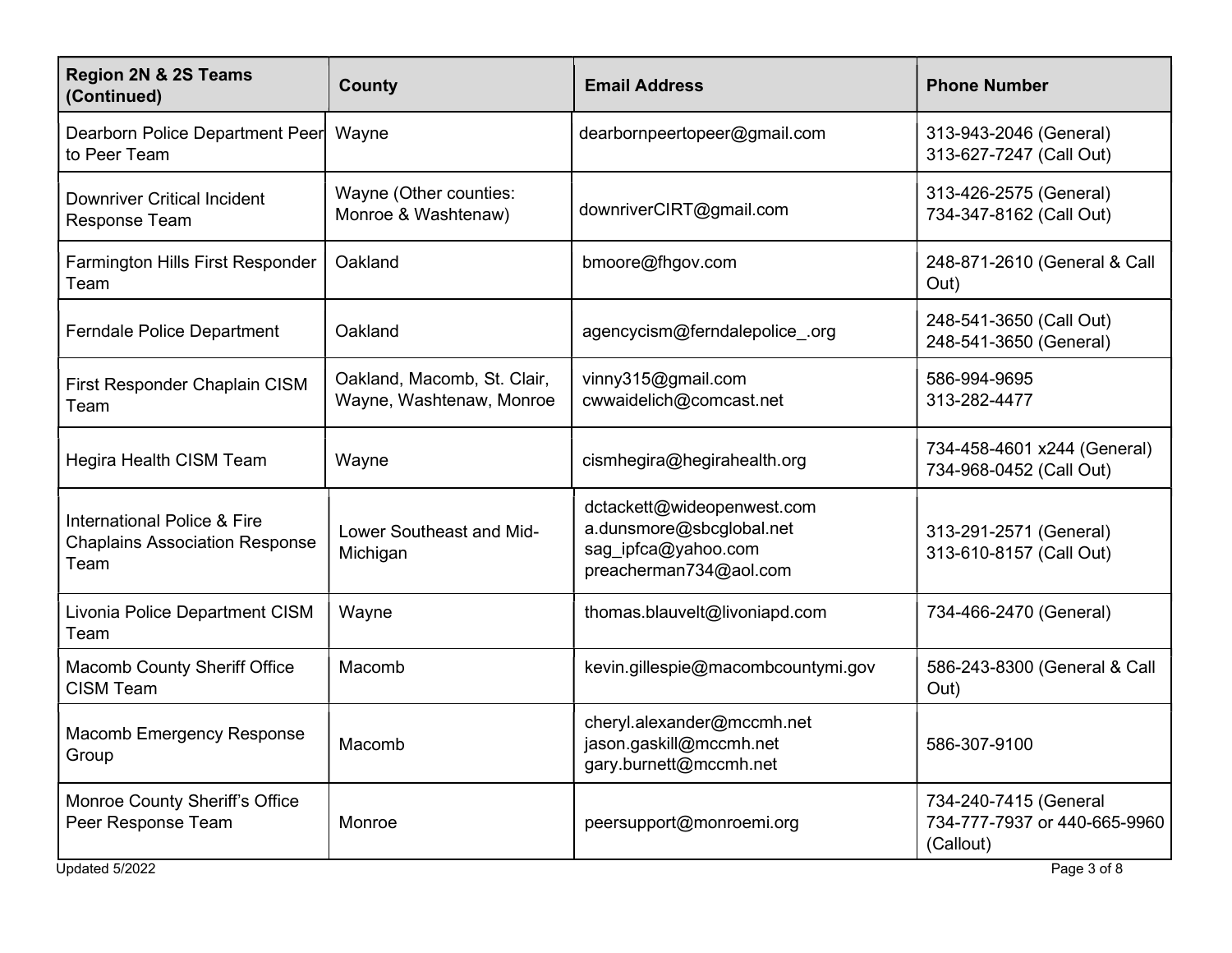| Region 2N & 2S Teams (Continued) | County | Email Address | Phone Number |
|---|---|---|---|
| Dearborn Police Department Peer to Peer Team | Wayne | dearbornpeertopeer@gmail.com | 313-943-2046 (General)<br>313-627-7247 (Call Out) |
| Downriver Critical Incident Response Team | Wayne (Other counties: Monroe & Washtenaw) | downriverCIRT@gmail.com | 313-426-2575 (General)<br>734-347-8162 (Call Out) |
| Farmington Hills First Responder Team | Oakland | bmoore@fhgov.com | 248-871-2610 (General & Call Out) |
| Ferndale Police Department | Oakland | agencycism@ferndalepolice_.org | 248-541-3650 (Call Out)<br>248-541-3650 (General) |
| First Responder Chaplain CISM Team | Oakland, Macomb, St. Clair, Wayne, Washtenaw, Monroe | vinny315@gmail.com<br>cwwaidelich@comcast.net | 586-994-9695<br>313-282-4477 |
| Hegira Health CISM Team | Wayne | cismhegira@hegirahealth.org | 734-458-4601 x244 (General)<br>734-968-0452 (Call Out) |
| International Police & Fire Chaplains Association Response Team | Lower Southeast and Mid-Michigan | dctackett@wideopenwest.com<br>a.dunsmore@sbcglobal.net<br>sag_ipfca@yahoo.com<br>preacherman734@aol.com | 313-291-2571 (General)<br>313-610-8157 (Call Out) |
| Livonia Police Department CISM Team | Wayne | thomas.blauvelt@livoniapd.com | 734-466-2470 (General) |
| Macomb County Sheriff Office CISM Team | Macomb | kevin.gillespie@macombcountymi.gov | 586-243-8300 (General & Call Out) |
| Macomb Emergency Response Group | Macomb | cheryl.alexander@mccmh.net<br>jason.gaskill@mccmh.net<br>gary.burnett@mccmh.net | 586-307-9100 |
| Monroe County Sheriff's Office Peer Response Team | Monroe | peersupport@monroemi.org | 734-240-7415 (General<br>734-777-7937 or 440-665-9960 (Callout) |

Updated 5/2022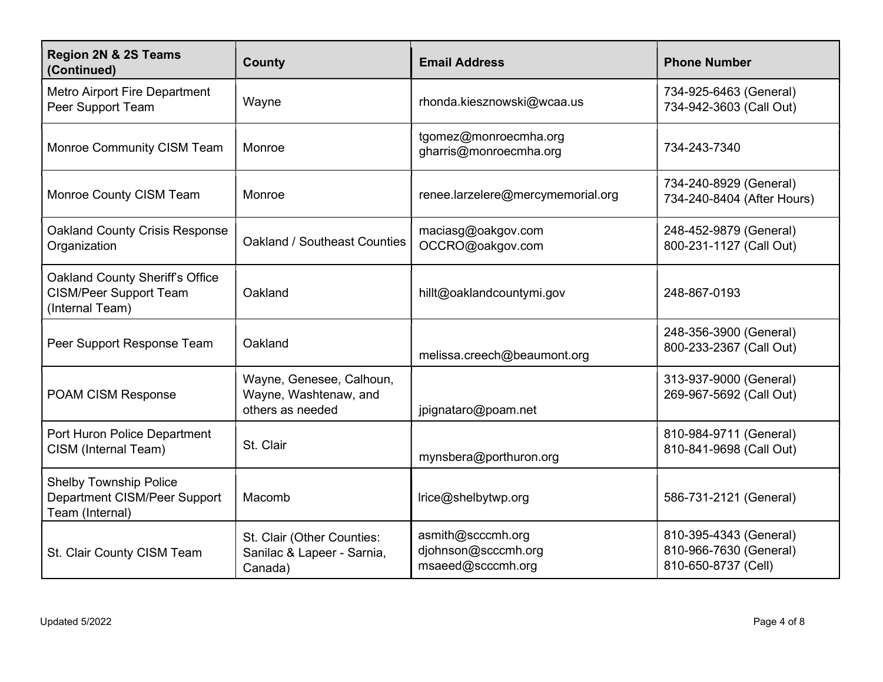| Region 2N & 2S Teams (Continued) | County | Email Address | Phone Number |
|---|---|---|---|
| Metro Airport Fire Department Peer Support Team | Wayne | rhonda.kiesznowski@wcaa.us | 734-925-6463 (General)<br>734-942-3603 (Call Out) |
| Monroe Community CISM Team | Monroe | tgomez@monroecmha.org<br>gharris@monroecmha.org | 734-243-7340 |
| Monroe County CISM Team | Monroe | renee.larzelere@mercymemorial.org | 734-240-8929 (General)<br>734-240-8404 (After Hours) |
| Oakland County Crisis Response Organization | Oakland / Southeast Counties | maciasg@oakgov.com<br>OCCRO@oakgov.com | 248-452-9879 (General)<br>800-231-1127 (Call Out) |
| Oakland County Sheriff's Office CISM/Peer Support Team (Internal Team) | Oakland | hillt@oaklandcountymi.gov | 248-867-0193 |
| Peer Support Response Team | Oakland | melissa.creech@beaumont.org | 248-356-3900 (General)<br>800-233-2367 (Call Out) |
| POAM CISM Response | Wayne, Genesee, Calhoun, Wayne, Washtenaw, and others as needed | jpignataro@poam.net | 313-937-9000 (General)<br>269-967-5692 (Call Out) |
| Port Huron Police Department CISM (Internal Team) | St. Clair | mynsbera@porthuron.org | 810-984-9711 (General)<br>810-841-9698 (Call Out) |
| Shelby Township Police Department CISM/Peer Support Team (Internal) | Macomb | lrice@shelbytwp.org | 586-731-2121 (General) |
| St. Clair County CISM Team | St. Clair (Other Counties: Sanilac & Lapeer - Sarnia, Canada) | asmith@scccmh.org<br>djohnson@scccmh.org<br>msaeed@scccmh.org | 810-395-4343 (General)<br>810-966-7630 (General)<br>810-650-8737 (Cell) |

Updated 5/2022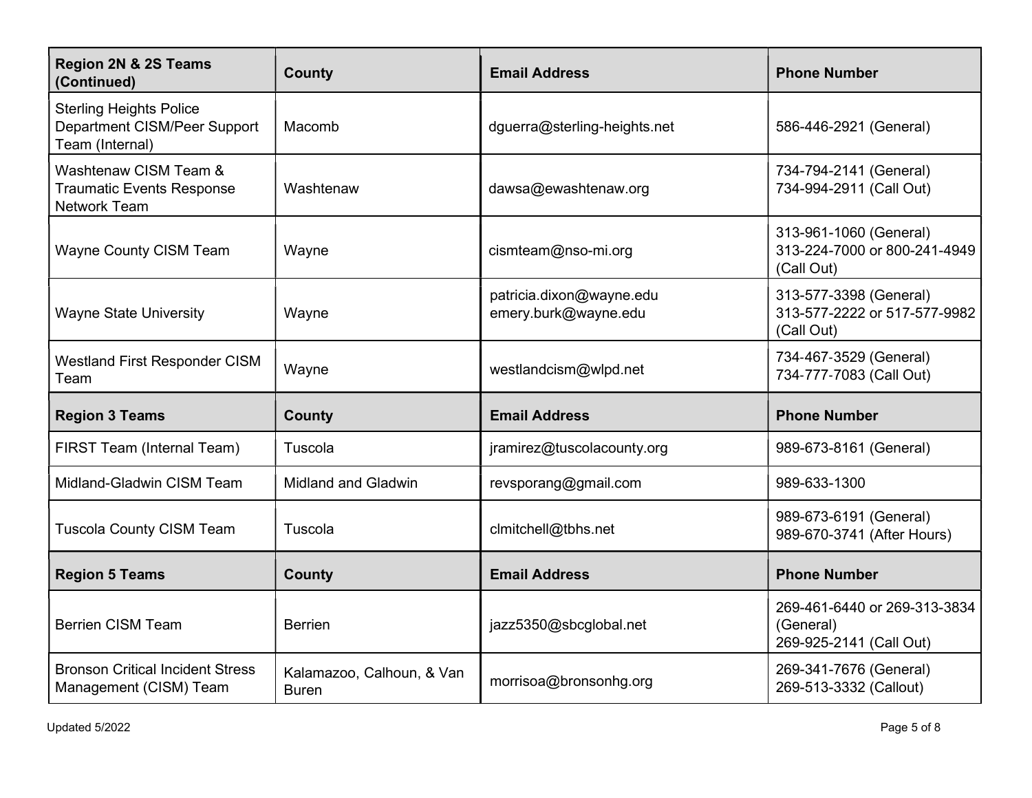| Region 2N & 2S Teams (Continued) | County | Email Address | Phone Number |
|---|---|---|---|
| Sterling Heights Police Department CISM/Peer Support Team (Internal) | Macomb | dguerra@sterling-heights.net | 586-446-2921 (General) |
| Washtenaw CISM Team & Traumatic Events Response Network Team | Washtenaw | dawsa@ewashtenaw.org | 734-794-2141 (General)<br>734-994-2911 (Call Out) |
| Wayne County CISM Team | Wayne | cismteam@nso-mi.org | 313-961-1060 (General)<br>313-224-7000 or 800-241-4949 (Call Out) |
| Wayne State University | Wayne | patricia.dixon@wayne.edu<br>emery.burk@wayne.edu | 313-577-3398 (General)<br>313-577-2222 or 517-577-9982 (Call Out) |
| Westland First Responder CISM Team | Wayne | westlandcism@wlpd.net | 734-467-3529 (General)<br>734-777-7083 (Call Out) |
| **Region 3 Teams** | **County** | **Email Address** | **Phone Number** |
| FIRST Team (Internal Team) | Tuscola | jramirez@tuscolacounty.org | 989-673-8161 (General) |
| Midland-Gladwin CISM Team | Midland and Gladwin | revsporang@gmail.com | 989-633-1300 |
| Tuscola County CISM Team | Tuscola | clmitchell@tbhs.net | 989-673-6191 (General)<br>989-670-3741 (After Hours) |
| **Region 5 Teams** | **County** | **Email Address** | **Phone Number** |
| Berrien CISM Team | Berrien | jazz5350@sbcglobal.net | 269-461-6440 or 269-313-3834 (General)<br>269-925-2141 (Call Out) |
| Bronson Critical Incident Stress Management (CISM) Team | Kalamazoo, Calhoun, & Van Buren | morrisoa@bronsonhg.org | 269-341-7676 (General)<br>269-513-3332 (Callout) |

Updated 5/2022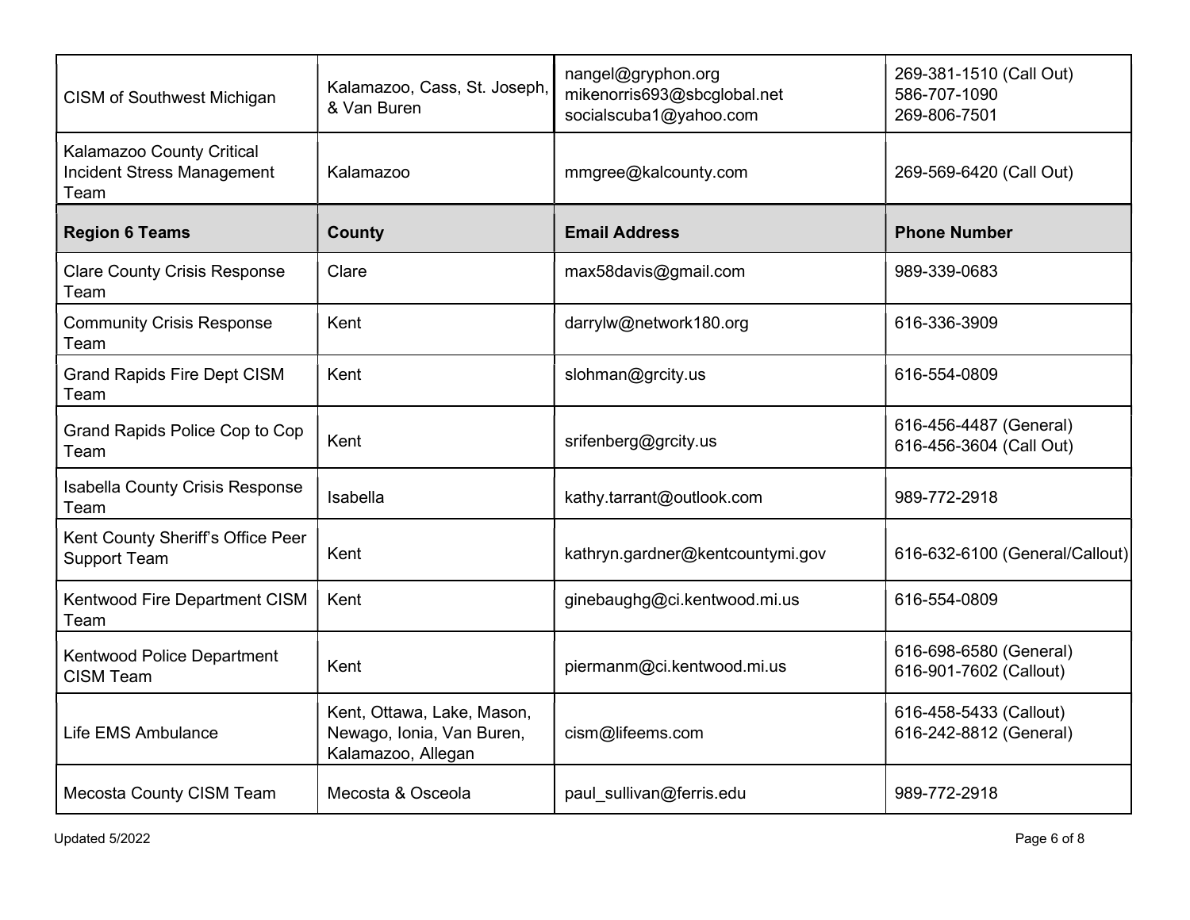| | | | |
|---|---|---|---|
| CISM of Southwest Michigan | Kalamazoo, Cass, St. Joseph, & Van Buren | nangel@gryphon.org<br>mikenorris693@sbcglobal.net<br>socialscuba1@yahoo.com | 269-381-1510 (Call Out)<br>586-707-1090<br>269-806-7501 |
| Kalamazoo County Critical Incident Stress Management Team | Kalamazoo | mmgree@kalcounty.com | 269-569-6420 (Call Out) |

| **Region 6 Teams** | **County** | **Email Address** | **Phone Number** |
|---|---|---|---|
| Clare County Crisis Response Team | Clare | max58davis@gmail.com | 989-339-0683 |
| Community Crisis Response Team | Kent | darrylw@network180.org | 616-336-3909 |
| Grand Rapids Fire Dept CISM Team | Kent | slohman@grcity.us | 616-554-0809 |
| Grand Rapids Police Cop to Cop Team | Kent | srifenberg@grcity.us | 616-456-4487 (General)<br>616-456-3604 (Call Out) |
| Isabella County Crisis Response Team | Isabella | kathy.tarrant@outlook.com | 989-772-2918 |
| Kent County Sheriff's Office Peer Support Team | Kent | kathryn.gardner@kentcountymi.gov | 616-632-6100 (General/Callout) |
| Kentwood Fire Department CISM Team | Kent | ginebaughg@ci.kentwood.mi.us | 616-554-0809 |
| Kentwood Police Department CISM Team | Kent | piermanm@ci.kentwood.mi.us | 616-698-6580 (General)<br>616-901-7602 (Callout) |
| Life EMS Ambulance | Kent, Ottawa, Lake, Mason, Newago, Ionia, Van Buren, Kalamazoo, Allegan | cism@lifeems.com | 616-458-5433 (Callout)<br>616-242-8812 (General) |
| Mecosta County CISM Team | Mecosta & Osceola | paul_sullivan@ferris.edu | 989-772-2918 |

Updated 5/2022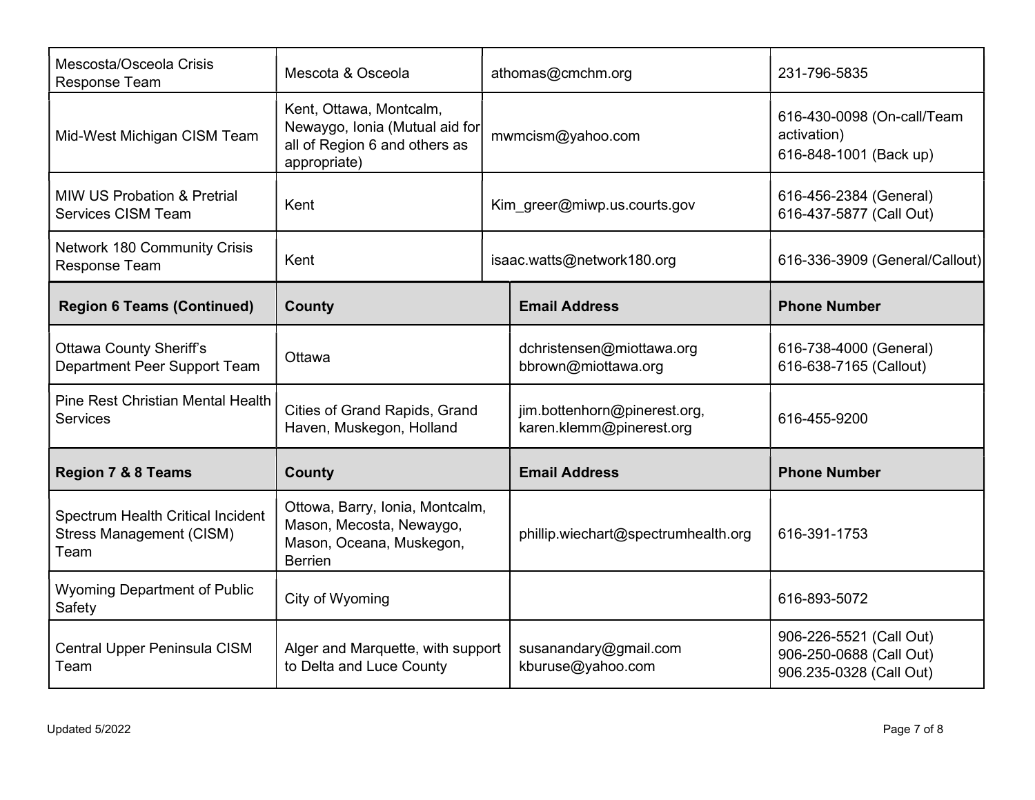| | | | |
|---|---|---|---|
| Mescosta/Osceola Crisis Response Team | Mescota & Osceola | athomas@cmchm.org | 231-796-5835 |
| Mid-West Michigan CISM Team | Kent, Ottawa, Montcalm, Newaygo, Ionia (Mutual aid for all of Region 6 and others as appropriate) | mwmcism@yahoo.com | 616-430-0098 (On-call/Team activation)<br>616-848-1001 (Back up) |
| MIW US Probation & Pretrial Services CISM Team | Kent | Kim_greer@miwp.us.courts.gov | 616-456-2384 (General)<br>616-437-5877 (Call Out) |
| Network 180 Community Crisis Response Team | Kent | isaac.watts@network180.org | 616-336-3909 (General/Callout) |

| Region 6 Teams (Continued) | County | Email Address | Phone Number |
|---|---|---|---|
| Ottawa County Sheriff's Department Peer Support Team | Ottawa | dchristensen@miottawa.org<br>bbrown@miottawa.org | 616-738-4000 (General)<br>616-638-7165 (Callout) |
| Pine Rest Christian Mental Health Services | Cities of Grand Rapids, Grand Haven, Muskegon, Holland | jim.bottenhorn@pinerest.org,<br>karen.klemm@pinerest.org | 616-455-9200 |

| Region 7 & 8 Teams | County | Email Address | Phone Number |
|---|---|---|---|
| Spectrum Health Critical Incident Stress Management (CISM) Team | Ottowa, Barry, Ionia, Montcalm, Mason, Mecosta, Newaygo, Mason, Oceana, Muskegon, Berrien | phillip.wiechart@spectrumhealth.org | 616-391-1753 |
| Wyoming Department of Public Safety | City of Wyoming | | 616-893-5072 |
| Central Upper Peninsula CISM Team | Alger and Marquette, with support to Delta and Luce County | susanandary@gmail.com<br>kburuse@yahoo.com | 906-226-5521 (Call Out)<br>906-250-0688 (Call Out)<br>906.235-0328 (Call Out) |

Updated 5/2022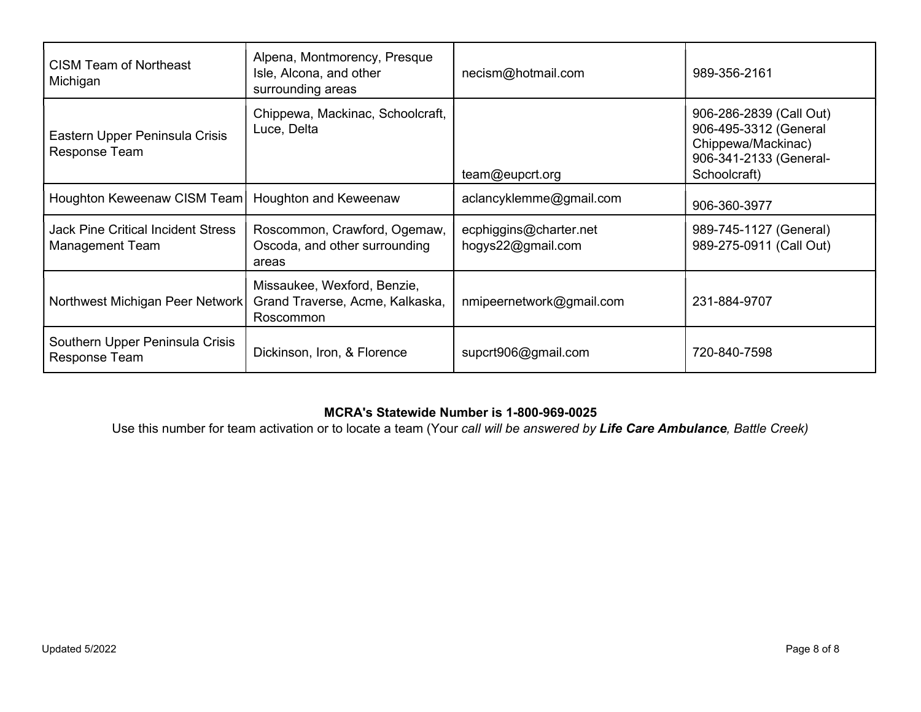| | | | |
|---|---|---|---|
| CISM Team of Northeast Michigan | Alpena, Montmorency, Presque Isle, Alcona, and other surrounding areas | necism@hotmail.com | 989-356-2161 |
| Eastern Upper Peninsula Crisis Response Team | Chippewa, Mackinac, Schoolcraft, Luce, Delta | team@eupcrt.org | 906-286-2839 (Call Out)<br>906-495-3312 (General Chippewa/Mackinac)<br>906-341-2133 (General-Schoolcraft) |
| Houghton Keweenaw CISM Team | Houghton and Keweenaw | aclancyklemme@gmail.com | 906-360-3977 |
| Jack Pine Critical Incident Stress Management Team | Roscommon, Crawford, Ogemaw, Oscoda, and other surrounding areas | ecphiggins@charter.net<br>hogys22@gmail.com | 989-745-1127 (General)<br>989-275-0911 (Call Out) |
| Northwest Michigan Peer Network | Missaukee, Wexford, Benzie, Grand Traverse, Acme, Kalkaska, Roscommon | nmipeernetwork@gmail.com | 231-884-9707 |
| Southern Upper Peninsula Crisis Response Team | Dickinson, Iron, & Florence | supcrt906@gmail.com | 720-840-7598 |

**MCRA's Statewide Number is 1-800-969-0025**

Use this number for team activation or to locate a team (Your *call will be answered by* ***Life Care Ambulance****, Battle Creek)*

Updated 5/2022